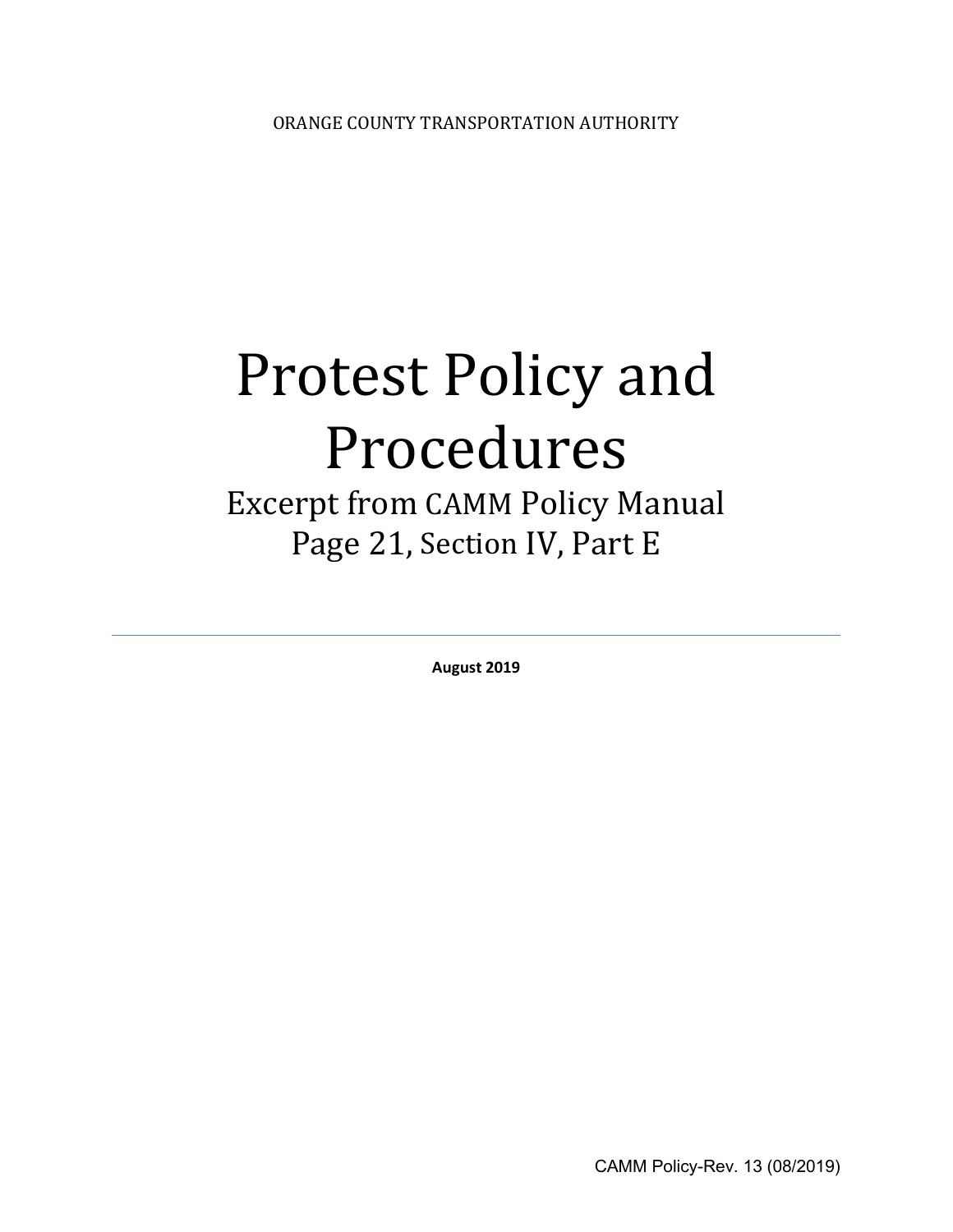ORANGE COUNTY TRANSPORTATION AUTHORITY

# Protest Policy and Procedures

## Excerpt from CAMM Policy Manual
## Page 21, Section IV, Part E

---

**August 2019**

CAMM Policy-Rev. 13 (08/2019)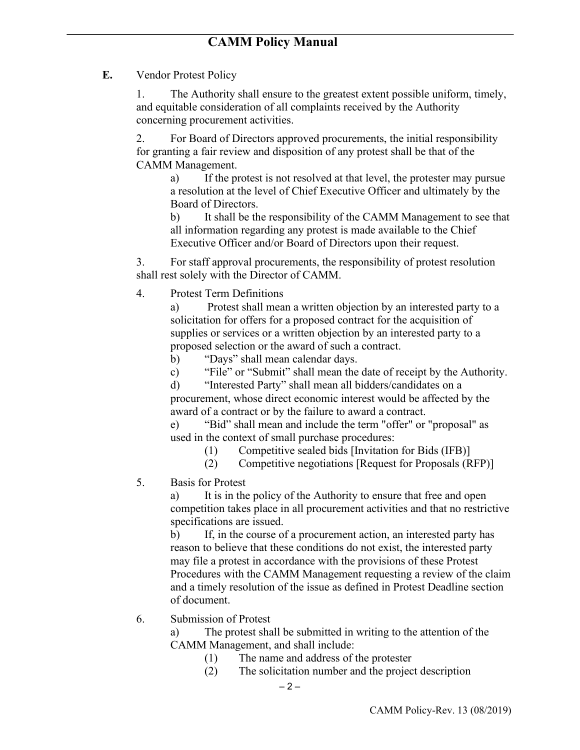**E.** Vendor Protest Policy

1. The Authority shall ensure to the greatest extent possible uniform, timely, and equitable consideration of all complaints received by the Authority concerning procurement activities.

2. For Board of Directors approved procurements, the initial responsibility for granting a fair review and disposition of any protest shall be that of the CAMM Management.

   a) If the protest is not resolved at that level, the protester may pursue a resolution at the level of Chief Executive Officer and ultimately by the Board of Directors.

   b) It shall be the responsibility of the CAMM Management to see that all information regarding any protest is made available to the Chief Executive Officer and/or Board of Directors upon their request.

3. For staff approval procurements, the responsibility of protest resolution shall rest solely with the Director of CAMM.

4. Protest Term Definitions

   a) Protest shall mean a written objection by an interested party to a solicitation for offers for a proposed contract for the acquisition of supplies or services or a written objection by an interested party to a proposed selection or the award of such a contract.

   b) "Days" shall mean calendar days.

   c) "File" or "Submit" shall mean the date of receipt by the Authority.

   d) "Interested Party" shall mean all bidders/candidates on a procurement, whose direct economic interest would be affected by the award of a contract or by the failure to award a contract.

   e) "Bid" shall mean and include the term "offer" or "proposal" as used in the context of small purchase procedures:

      (1) Competitive sealed bids [Invitation for Bids (IFB)]

      (2) Competitive negotiations [Request for Proposals (RFP)]

5. Basis for Protest

   a) It is in the policy of the Authority to ensure that free and open competition takes place in all procurement activities and that no restrictive specifications are issued.

   b) If, in the course of a procurement action, an interested party has reason to believe that these conditions do not exist, the interested party may file a protest in accordance with the provisions of these Protest Procedures with the CAMM Management requesting a review of the claim and a timely resolution of the issue as defined in Protest Deadline section of document.

6. Submission of Protest

   a) The protest shall be submitted in writing to the attention of the CAMM Management, and shall include:

      (1) The name and address of the protester

      (2) The solicitation number and the project description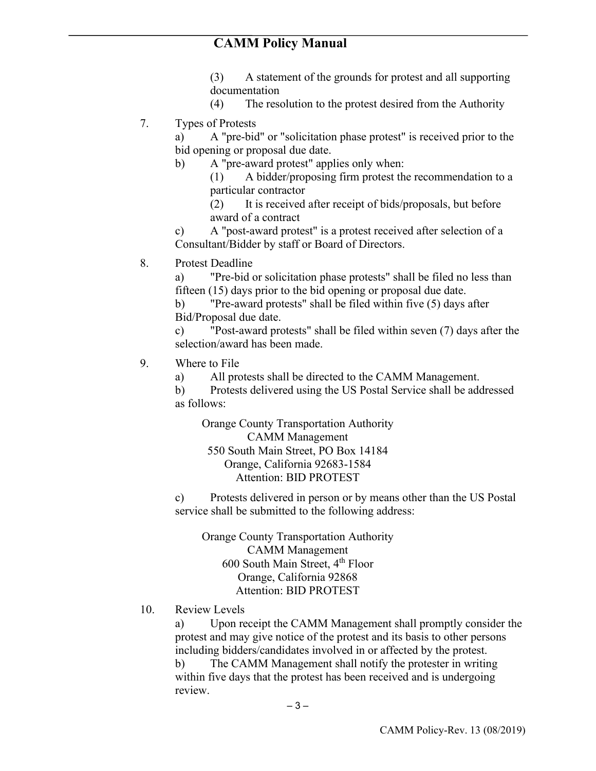(3) A statement of the grounds for protest and all supporting documentation

(4) The resolution to the protest desired from the Authority

7. Types of Protests

   a) A "pre-bid" or "solicitation phase protest" is received prior to the bid opening or proposal due date.

   b) A "pre-award protest" applies only when:

      (1) A bidder/proposing firm protest the recommendation to a particular contractor

      (2) It is received after receipt of bids/proposals, but before award of a contract

   c) A "post-award protest" is a protest received after selection of a Consultant/Bidder by staff or Board of Directors.

8. Protest Deadline

   a) "Pre-bid or solicitation phase protests" shall be filed no less than fifteen (15) days prior to the bid opening or proposal due date.

   b) "Pre-award protests" shall be filed within five (5) days after Bid/Proposal due date.

   c) "Post-award protests" shall be filed within seven (7) days after the selection/award has been made.

9. Where to File

   a) All protests shall be directed to the CAMM Management.

   b) Protests delivered using the US Postal Service shall be addressed as follows:

      Orange County Transportation Authority  
      CAMM Management  
      550 South Main Street, PO Box 14184  
      Orange, California 92683-1584  
      Attention: BID PROTEST

   c) Protests delivered in person or by means other than the US Postal service shall be submitted to the following address:

      Orange County Transportation Authority  
      CAMM Management  
      600 South Main Street, 4th Floor  
      Orange, California 92868  
      Attention: BID PROTEST

10. Review Levels

    a) Upon receipt the CAMM Management shall promptly consider the protest and may give notice of the protest and its basis to other persons including bidders/candidates involved in or affected by the protest.

    b) The CAMM Management shall notify the protester in writing within five days that the protest has been received and is undergoing review.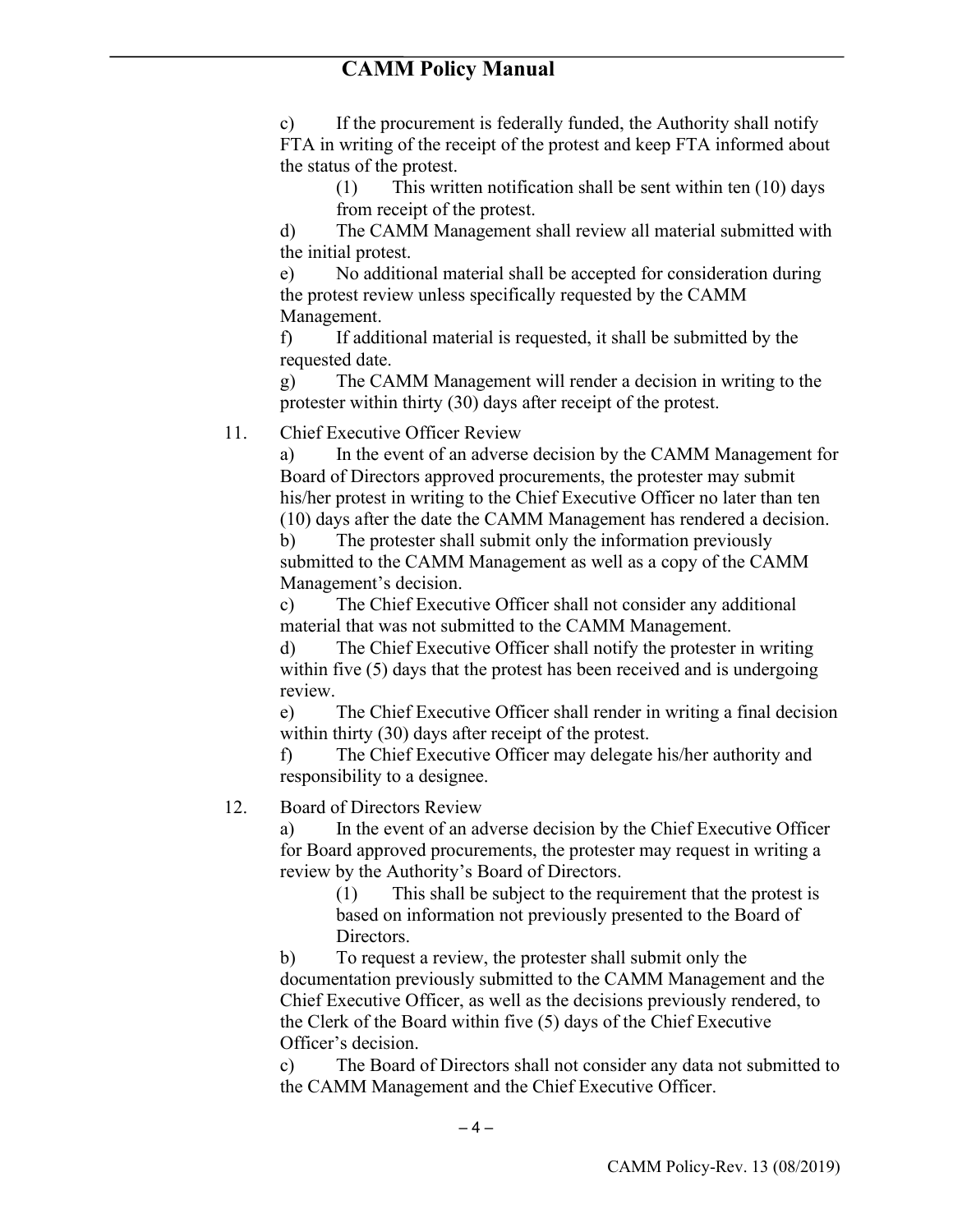c) If the procurement is federally funded, the Authority shall notify FTA in writing of the receipt of the protest and keep FTA informed about the status of the protest.

(1) This written notification shall be sent within ten (10) days from receipt of the protest.

d) The CAMM Management shall review all material submitted with the initial protest.

e) No additional material shall be accepted for consideration during the protest review unless specifically requested by the CAMM Management.

f) If additional material is requested, it shall be submitted by the requested date.

g) The CAMM Management will render a decision in writing to the protester within thirty (30) days after receipt of the protest.

11. Chief Executive Officer Review

a) In the event of an adverse decision by the CAMM Management for Board of Directors approved procurements, the protester may submit his/her protest in writing to the Chief Executive Officer no later than ten (10) days after the date the CAMM Management has rendered a decision.

b) The protester shall submit only the information previously submitted to the CAMM Management as well as a copy of the CAMM Management's decision.

c) The Chief Executive Officer shall not consider any additional material that was not submitted to the CAMM Management.

d) The Chief Executive Officer shall notify the protester in writing within five (5) days that the protest has been received and is undergoing review.

e) The Chief Executive Officer shall render in writing a final decision within thirty (30) days after receipt of the protest.

f) The Chief Executive Officer may delegate his/her authority and responsibility to a designee.

12. Board of Directors Review

a) In the event of an adverse decision by the Chief Executive Officer for Board approved procurements, the protester may request in writing a review by the Authority's Board of Directors.

(1) This shall be subject to the requirement that the protest is based on information not previously presented to the Board of Directors.

b) To request a review, the protester shall submit only the documentation previously submitted to the CAMM Management and the Chief Executive Officer, as well as the decisions previously rendered, to the Clerk of the Board within five (5) days of the Chief Executive Officer's decision.

c) The Board of Directors shall not consider any data not submitted to the CAMM Management and the Chief Executive Officer.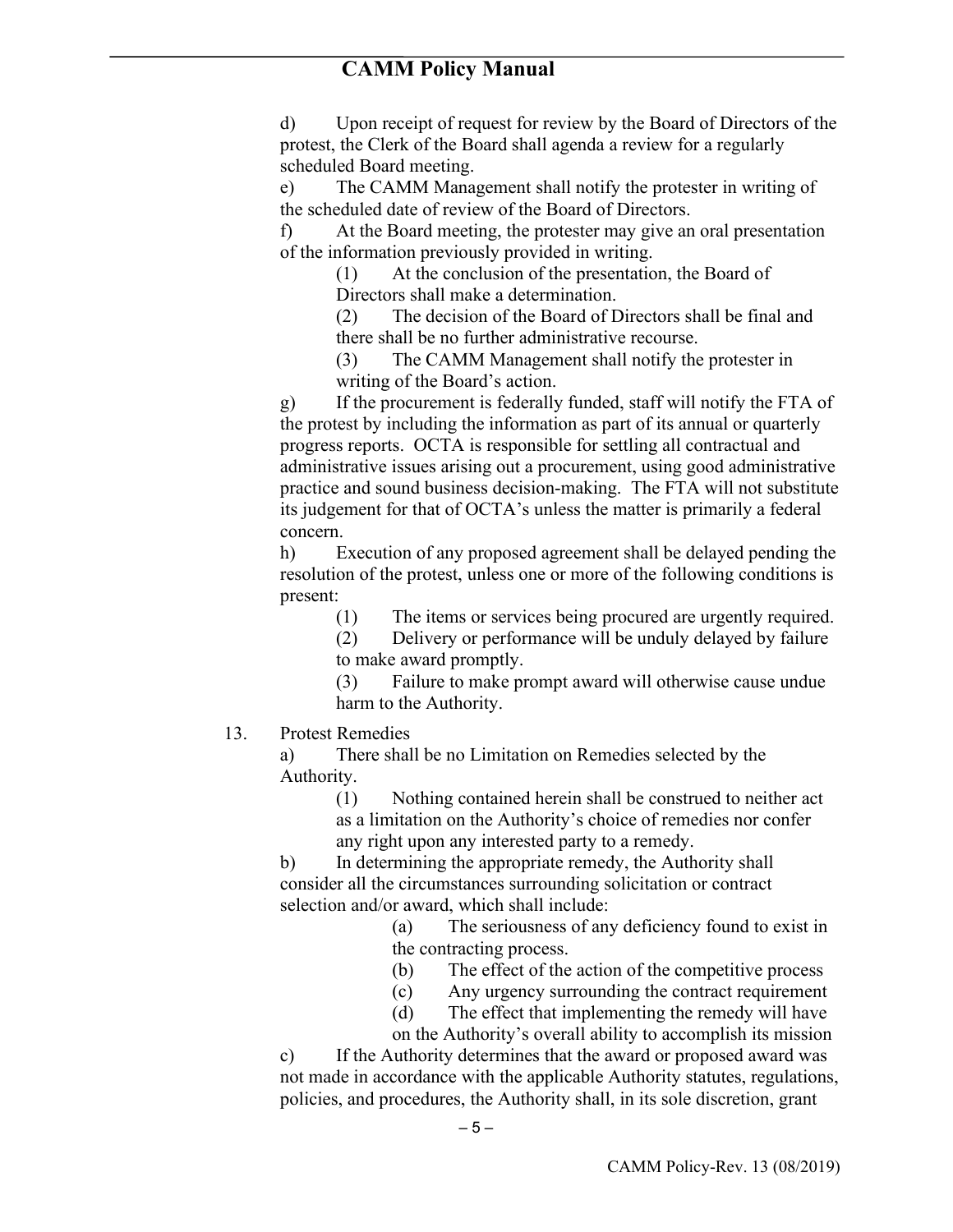d) Upon receipt of request for review by the Board of Directors of the protest, the Clerk of the Board shall agenda a review for a regularly scheduled Board meeting.

e) The CAMM Management shall notify the protester in writing of the scheduled date of review of the Board of Directors.

f) At the Board meeting, the protester may give an oral presentation of the information previously provided in writing.

(1) At the conclusion of the presentation, the Board of Directors shall make a determination.

(2) The decision of the Board of Directors shall be final and there shall be no further administrative recourse.

(3) The CAMM Management shall notify the protester in writing of the Board's action.

g) If the procurement is federally funded, staff will notify the FTA of the protest by including the information as part of its annual or quarterly progress reports. OCTA is responsible for settling all contractual and administrative issues arising out a procurement, using good administrative practice and sound business decision-making. The FTA will not substitute its judgement for that of OCTA's unless the matter is primarily a federal concern.

h) Execution of any proposed agreement shall be delayed pending the resolution of the protest, unless one or more of the following conditions is present:

(1) The items or services being procured are urgently required.

(2) Delivery or performance will be unduly delayed by failure to make award promptly.

(3) Failure to make prompt award will otherwise cause undue harm to the Authority.

13. Protest Remedies

a) There shall be no Limitation on Remedies selected by the Authority.

(1) Nothing contained herein shall be construed to neither act as a limitation on the Authority's choice of remedies nor confer any right upon any interested party to a remedy.

b) In determining the appropriate remedy, the Authority shall consider all the circumstances surrounding solicitation or contract selection and/or award, which shall include:

(a) The seriousness of any deficiency found to exist in the contracting process.

(b) The effect of the action of the competitive process

(c) Any urgency surrounding the contract requirement

(d) The effect that implementing the remedy will have on the Authority's overall ability to accomplish its mission

c) If the Authority determines that the award or proposed award was not made in accordance with the applicable Authority statutes, regulations, policies, and procedures, the Authority shall, in its sole discretion, grant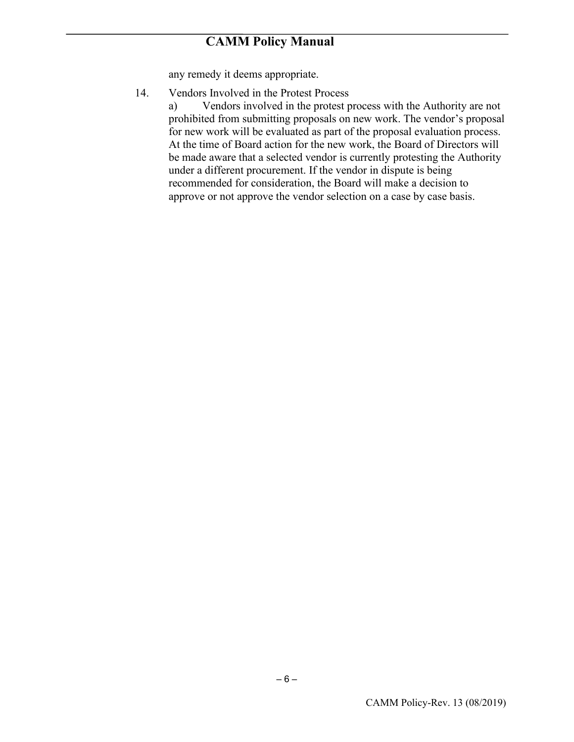any remedy it deems appropriate.

14. Vendors Involved in the Protest Process

    a) Vendors involved in the protest process with the Authority are not prohibited from submitting proposals on new work. The vendor's proposal for new work will be evaluated as part of the proposal evaluation process. At the time of Board action for the new work, the Board of Directors will be made aware that a selected vendor is currently protesting the Authority under a different procurement. If the vendor in dispute is being recommended for consideration, the Board will make a decision to approve or not approve the vendor selection on a case by case basis.